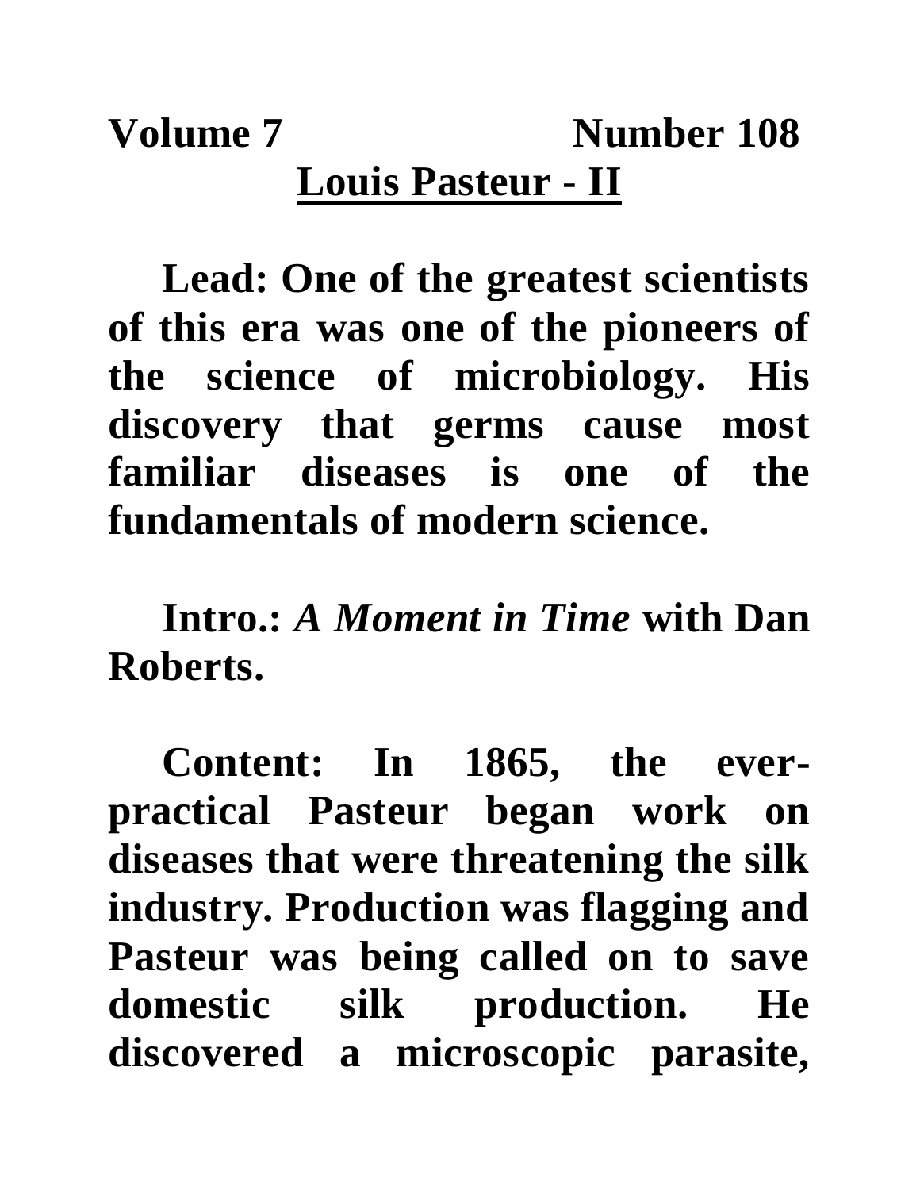**Volume 7 Number 108**

# Louis Pasteur - II

**Lead: One of the greatest scientists of this era was one of the pioneers of the science of microbiology. His discovery that germs cause most familiar diseases is one of the fundamentals of modern science.**

**Intro.: *A Moment in Time* with Dan Roberts.**

**Content: In 1865, the ever-practical Pasteur began work on diseases that were threatening the silk industry. Production was flagging and Pasteur was being called on to save domestic silk production. He discovered a microscopic parasite,**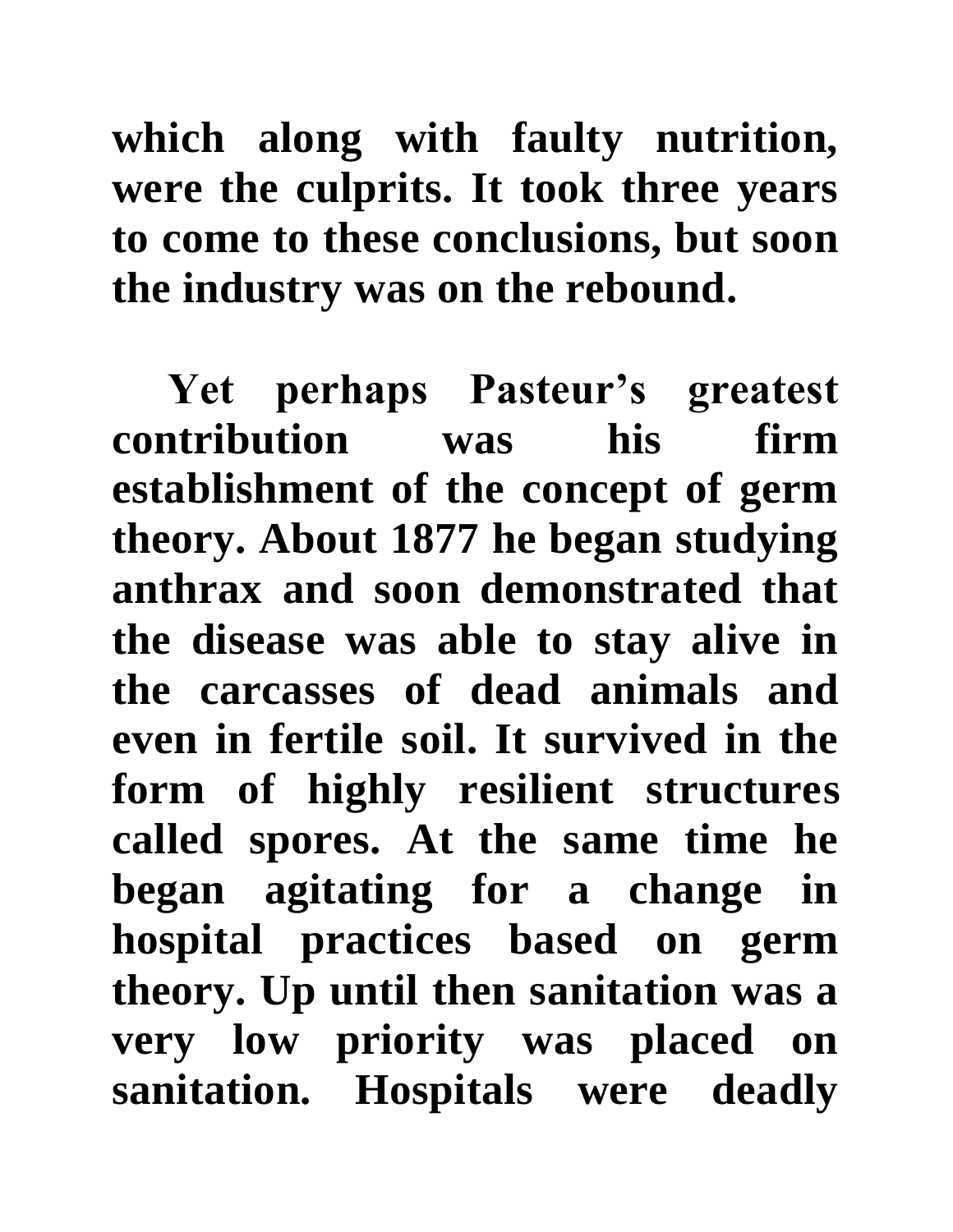**which along with faulty nutrition, were the culprits. It took three years to come to these conclusions, but soon the industry was on the rebound.**

**Yet perhaps Pasteur's greatest contribution was his firm establishment of the concept of germ theory. About 1877 he began studying anthrax and soon demonstrated that the disease was able to stay alive in the carcasses of dead animals and even in fertile soil. It survived in the form of highly resilient structures called spores. At the same time he began agitating for a change in hospital practices based on germ theory. Up until then sanitation was a very low priority was placed on sanitation. Hospitals were deadly**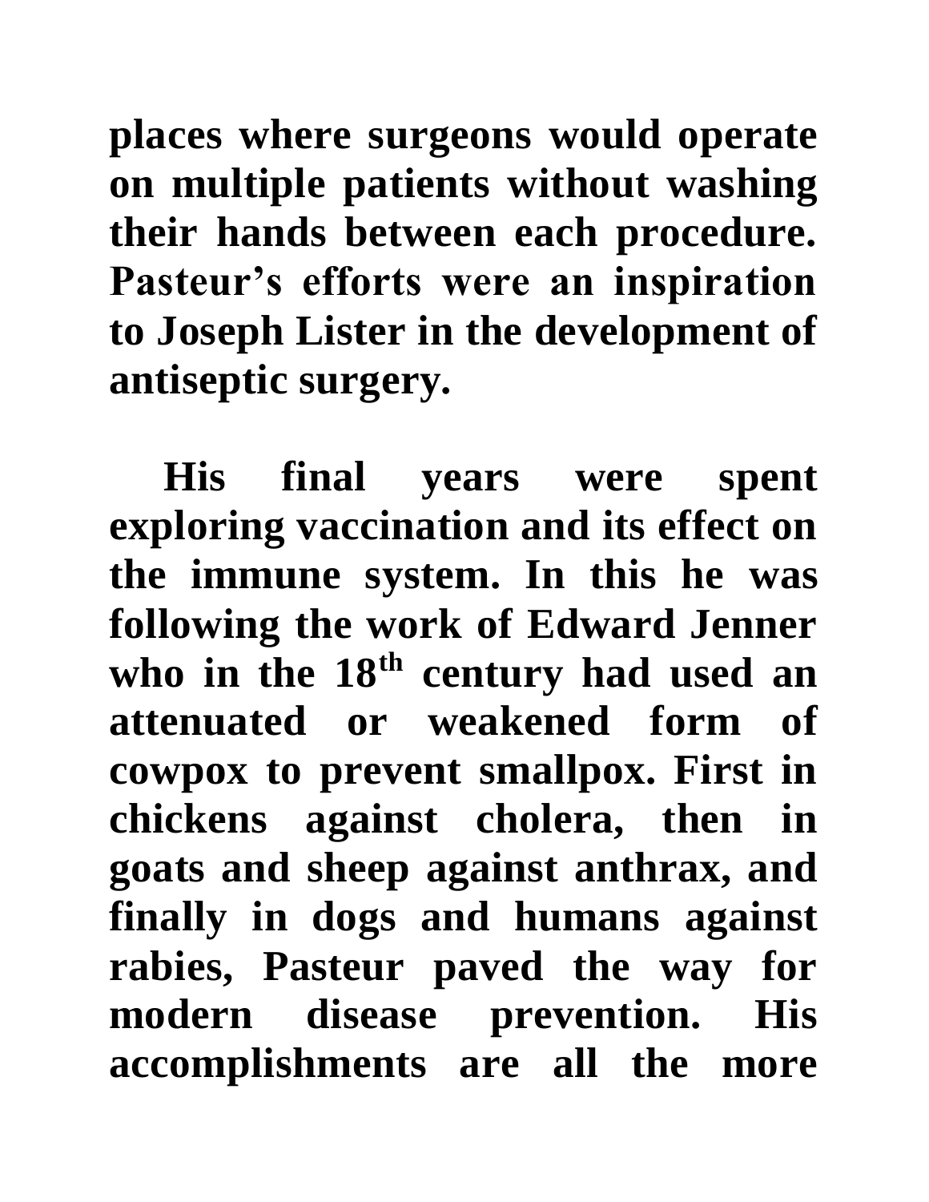places where surgeons would operate on multiple patients without washing their hands between each procedure. Pasteur's efforts were an inspiration to Joseph Lister in the development of antiseptic surgery.

His final years were spent exploring vaccination and its effect on the immune system. In this he was following the work of Edward Jenner who in the 18th century had used an attenuated or weakened form of cowpox to prevent smallpox. First in chickens against cholera, then in goats and sheep against anthrax, and finally in dogs and humans against rabies, Pasteur paved the way for modern disease prevention. His accomplishments are all the more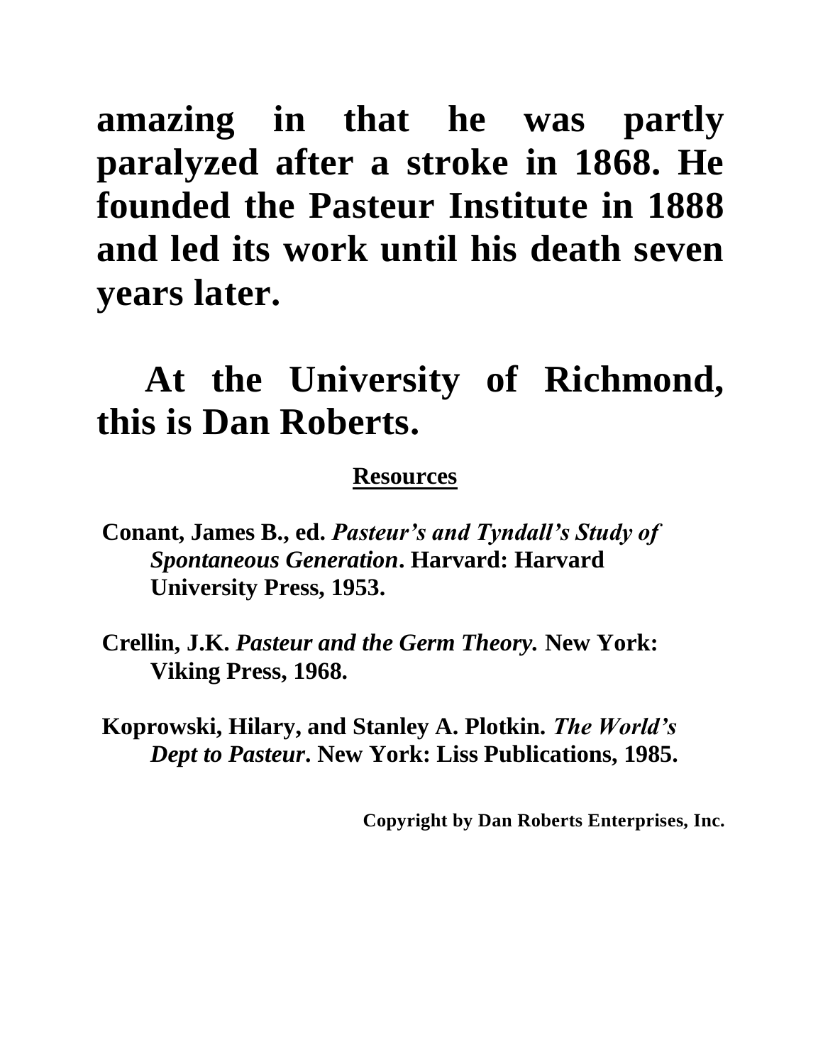**amazing in that he was partly paralyzed after a stroke in 1868. He founded the Pasteur Institute in 1888 and led its work until his death seven years later.**

**At the University of Richmond, this is Dan Roberts.**

## Resources

**Conant, James B., ed. *Pasteur's and Tyndall's Study of Spontaneous Generation*. Harvard: Harvard University Press, 1953.**

**Crellin, J.K. *Pasteur and the Germ Theory.* New York: Viking Press, 1968.**

**Koprowski, Hilary, and Stanley A. Plotkin. *The World's Dept to Pasteur*. New York: Liss Publications, 1985.**

**Copyright by Dan Roberts Enterprises, Inc.**